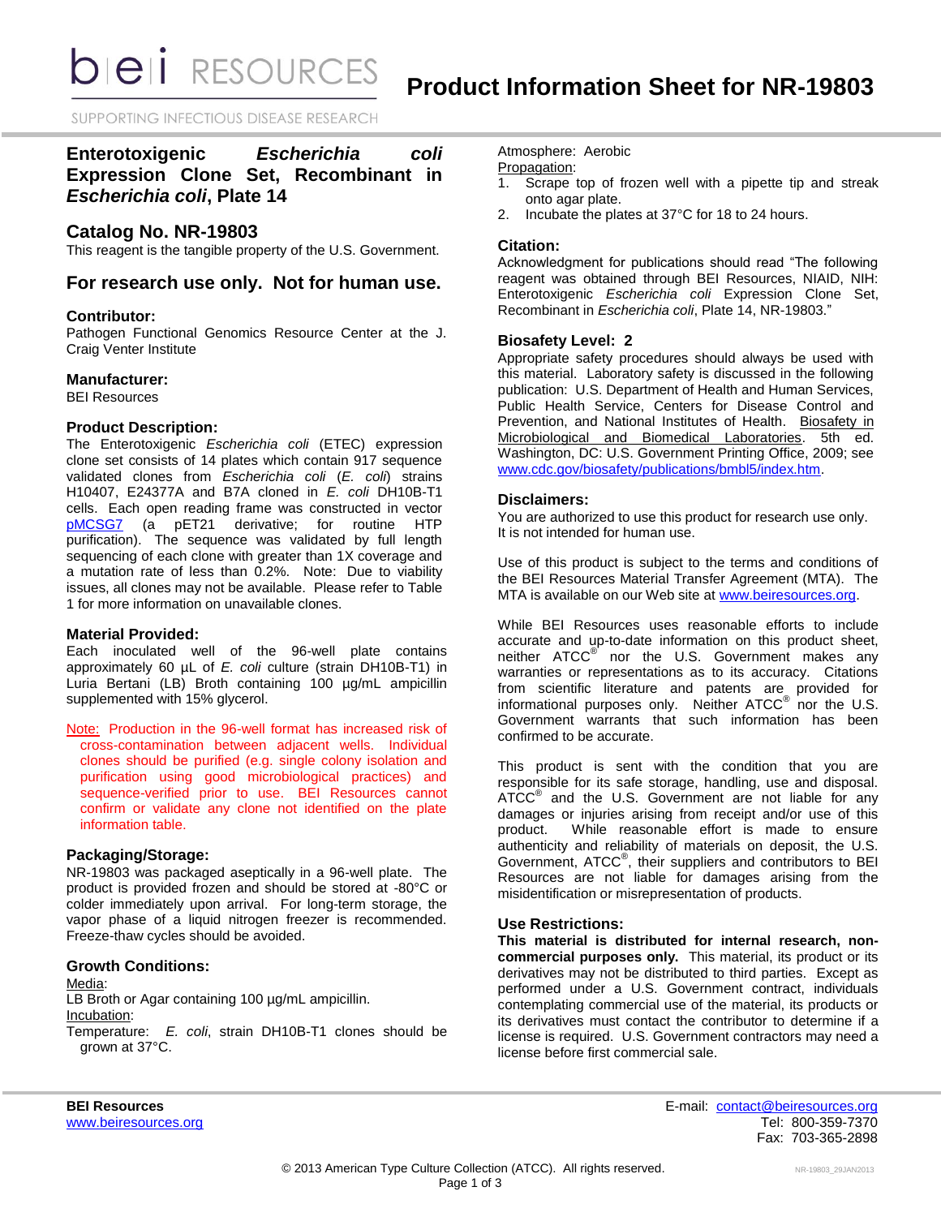# Product Information Sheet for NR-19803

## Enterotoxigenic *Escherichia coli* Expression Clone Set, Recombinant in *Escherichia coli*, Plate 14

## Catalog No. NR-19803

This reagent is the tangible property of the U.S. Government.

## For research use only. Not for human use.

### Contributor:

Pathogen Functional Genomics Resource Center at the J. Craig Venter Institute

### Manufacturer:

BEI Resources

### Product Description:

The Enterotoxigenic *Escherichia coli* (ETEC) expression clone set consists of 14 plates which contain 917 sequence validated clones from *Escherichia coli* (*E. coli*) strains H10407, E24377A and B7A cloned in *E. coli* DH10B-T1 cells. Each open reading frame was constructed in vector pMCSG7 (a pET21 derivative; for routine HTP purification). The sequence was validated by full length sequencing of each clone with greater than 1X coverage and a mutation rate of less than 0.2%. Note: Due to viability issues, all clones may not be available. Please refer to Table 1 for more information on unavailable clones.

### Material Provided:

Each inoculated well of the 96-well plate contains approximately 60 µL of *E. coli* culture (strain DH10B-T1) in Luria Bertani (LB) Broth containing 100 µg/mL ampicillin supplemented with 15% glycerol.

Note: Production in the 96-well format has increased risk of cross-contamination between adjacent wells. Individual clones should be purified (e.g. single colony isolation and purification using good microbiological practices) and sequence-verified prior to use. BEI Resources cannot confirm or validate any clone not identified on the plate information table.

### Packaging/Storage:

NR-19803 was packaged aseptically in a 96-well plate. The product is provided frozen and should be stored at -80°C or colder immediately upon arrival. For long-term storage, the vapor phase of a liquid nitrogen freezer is recommended. Freeze-thaw cycles should be avoided.

### Growth Conditions:

Media:
LB Broth or Agar containing 100 µg/mL ampicillin.
Incubation:
Temperature: *E. coli*, strain DH10B-T1 clones should be grown at 37°C.
Atmosphere: Aerobic
Propagation:

1. Scrape top of frozen well with a pipette tip and streak onto agar plate.
2. Incubate the plates at 37°C for 18 to 24 hours.

### Citation:

Acknowledgment for publications should read "The following reagent was obtained through BEI Resources, NIAID, NIH: Enterotoxigenic *Escherichia coli* Expression Clone Set, Recombinant in *Escherichia coli*, Plate 14, NR-19803."

### Biosafety Level: 2

Appropriate safety procedures should always be used with this material. Laboratory safety is discussed in the following publication: U.S. Department of Health and Human Services, Public Health Service, Centers for Disease Control and Prevention, and National Institutes of Health. Biosafety in Microbiological and Biomedical Laboratories. 5th ed. Washington, DC: U.S. Government Printing Office, 2009; see www.cdc.gov/biosafety/publications/bmbl5/index.htm.

### Disclaimers:

You are authorized to use this product for research use only. It is not intended for human use.

Use of this product is subject to the terms and conditions of the BEI Resources Material Transfer Agreement (MTA). The MTA is available on our Web site at www.beiresources.org.

While BEI Resources uses reasonable efforts to include accurate and up-to-date information on this product sheet, neither ATCC® nor the U.S. Government makes any warranties or representations as to its accuracy. Citations from scientific literature and patents are provided for informational purposes only. Neither ATCC® nor the U.S. Government warrants that such information has been confirmed to be accurate.

This product is sent with the condition that you are responsible for its safe storage, handling, use and disposal. ATCC® and the U.S. Government are not liable for any damages or injuries arising from receipt and/or use of this product. While reasonable effort is made to ensure authenticity and reliability of materials on deposit, the U.S. Government, ATCC®, their suppliers and contributors to BEI Resources are not liable for damages arising from the misidentification or misrepresentation of products.

### Use Restrictions:

**This material is distributed for internal research, non-commercial purposes only.** This material, its product or its derivatives may not be distributed to third parties. Except as performed under a U.S. Government contract, individuals contemplating commercial use of the material, its products or its derivatives must contact the contributor to determine if a license is required. U.S. Government contractors may need a license before first commercial sale.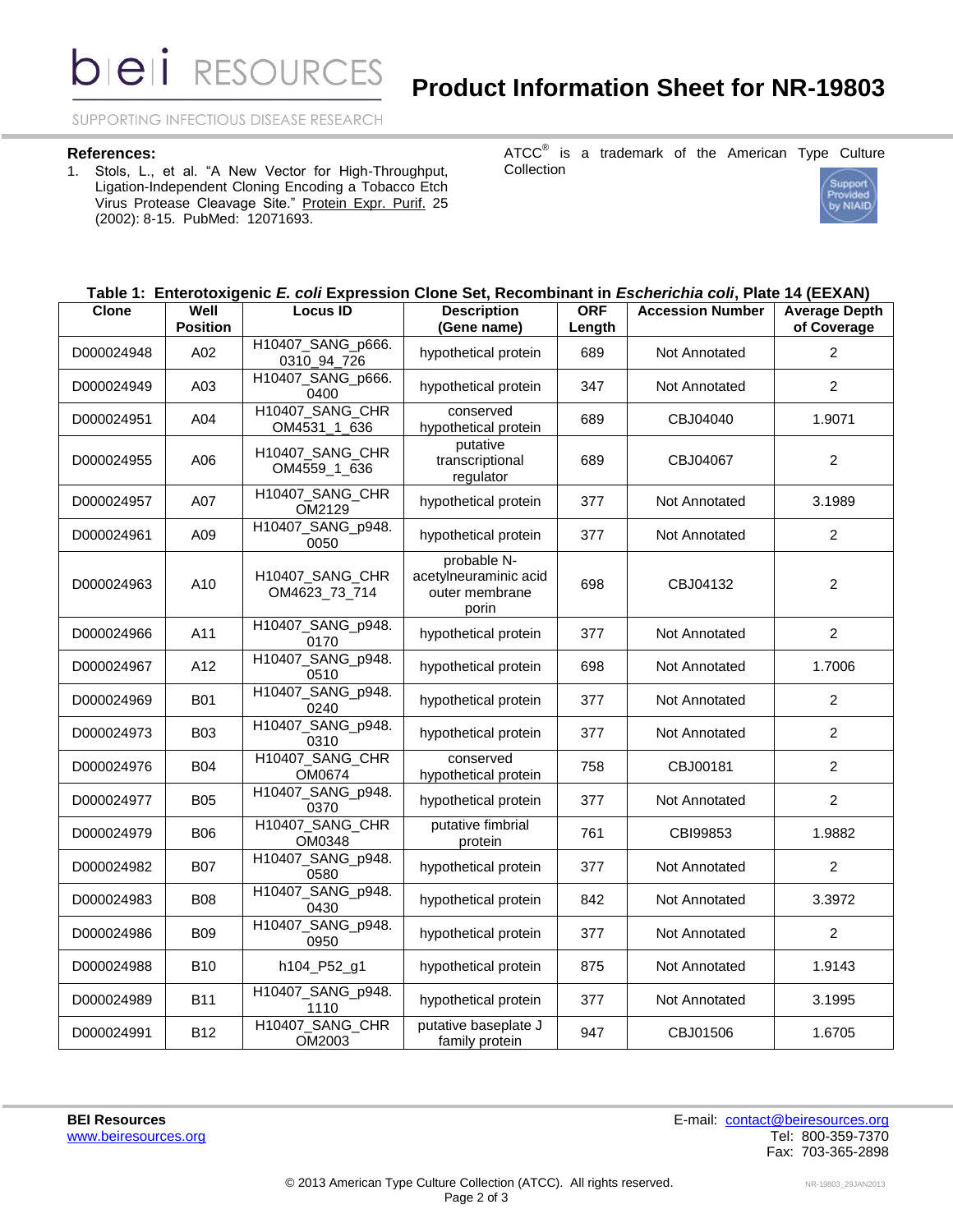**References:**

1. Stols, L., et al. "A New Vector for High-Throughput, Ligation-Independent Cloning Encoding a Tobacco Etch Virus Protease Cleavage Site." Protein Expr. Purif. 25 (2002): 8-15. PubMed: 12071693.

ATCC® is a trademark of the American Type Culture Collection

**Table 1: Enterotoxigenic *E. coli* Expression Clone Set, Recombinant in *Escherichia coli*, Plate 14 (EEXAN)**

| Clone | Well Position | Locus ID | Description (Gene name) | ORF Length | Accession Number | Average Depth of Coverage |
|---|---|---|---|---|---|---|
| D000024948 | A02 | H10407_SANG_p666.0310_94_726 | hypothetical protein | 689 | Not Annotated | 2 |
| D000024949 | A03 | H10407_SANG_p666.0400 | hypothetical protein | 347 | Not Annotated | 2 |
| D000024951 | A04 | H10407_SANG_CHROM4531_1_636 | conserved hypothetical protein | 689 | CBJ04040 | 1.9071 |
| D000024955 | A06 | H10407_SANG_CHROM4559_1_636 | putative transcriptional regulator | 689 | CBJ04067 | 2 |
| D000024957 | A07 | H10407_SANG_CHROM2129 | hypothetical protein | 377 | Not Annotated | 3.1989 |
| D000024961 | A09 | H10407_SANG_p948.0050 | hypothetical protein | 377 | Not Annotated | 2 |
| D000024963 | A10 | H10407_SANG_CHROM4623_73_714 | probable N-acetylneuraminic acid outer membrane porin | 698 | CBJ04132 | 2 |
| D000024966 | A11 | H10407_SANG_p948.0170 | hypothetical protein | 377 | Not Annotated | 2 |
| D000024967 | A12 | H10407_SANG_p948.0510 | hypothetical protein | 698 | Not Annotated | 1.7006 |
| D000024969 | B01 | H10407_SANG_p948.0240 | hypothetical protein | 377 | Not Annotated | 2 |
| D000024973 | B03 | H10407_SANG_p948.0310 | hypothetical protein | 377 | Not Annotated | 2 |
| D000024976 | B04 | H10407_SANG_CHROM0674 | conserved hypothetical protein | 758 | CBJ00181 | 2 |
| D000024977 | B05 | H10407_SANG_p948.0370 | hypothetical protein | 377 | Not Annotated | 2 |
| D000024979 | B06 | H10407_SANG_CHROM0348 | putative fimbrial protein | 761 | CBI99853 | 1.9882 |
| D000024982 | B07 | H10407_SANG_p948.0580 | hypothetical protein | 377 | Not Annotated | 2 |
| D000024983 | B08 | H10407_SANG_p948.0430 | hypothetical protein | 842 | Not Annotated | 3.3972 |
| D000024986 | B09 | H10407_SANG_p948.0950 | hypothetical protein | 377 | Not Annotated | 2 |
| D000024988 | B10 | h104_P52_g1 | hypothetical protein | 875 | Not Annotated | 1.9143 |
| D000024989 | B11 | H10407_SANG_p948.1110 | hypothetical protein | 377 | Not Annotated | 3.1995 |
| D000024991 | B12 | H10407_SANG_CHROM2003 | putative baseplate J family protein | 947 | CBJ01506 | 1.6705 |

**BEI Resources**
www.beiresources.org

E-mail: contact@beiresources.org
Tel: 800-359-7370
Fax: 703-365-2898

© 2013 American Type Culture Collection (ATCC). All rights reserved.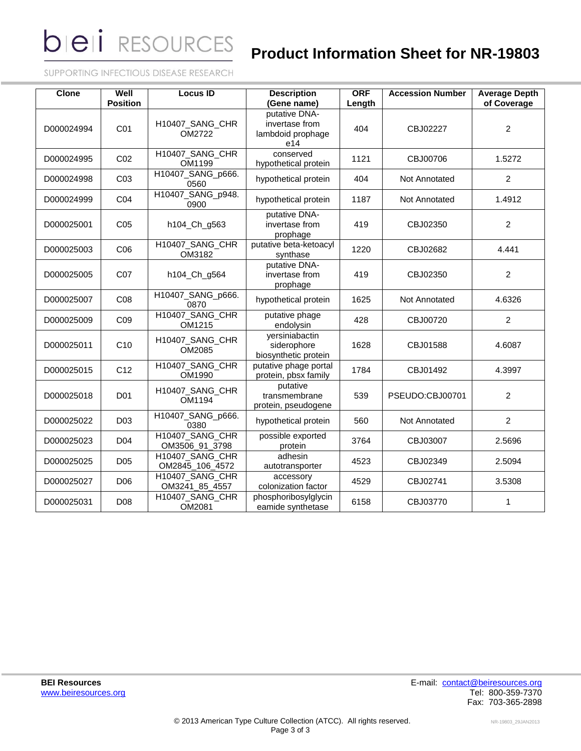# Product Information Sheet for NR-19803

| Clone | Well Position | Locus ID | Description (Gene name) | ORF Length | Accession Number | Average Depth of Coverage |
|---|---|---|---|---|---|---|
| D000024994 | C01 | H10407_SANG_CHROM2722 | putative DNA-invertase from lambdoid prophage e14 | 404 | CBJ02227 | 2 |
| D000024995 | C02 | H10407_SANG_CHROM1199 | conserved hypothetical protein | 1121 | CBJ00706 | 1.5272 |
| D000024998 | C03 | H10407_SANG_p666.0560 | hypothetical protein | 404 | Not Annotated | 2 |
| D000024999 | C04 | H10407_SANG_p948.0900 | hypothetical protein | 1187 | Not Annotated | 1.4912 |
| D000025001 | C05 | h104_Ch_g563 | putative DNA-invertase from prophage | 419 | CBJ02350 | 2 |
| D000025003 | C06 | H10407_SANG_CHROM3182 | putative beta-ketoacyl synthase | 1220 | CBJ02682 | 4.441 |
| D000025005 | C07 | h104_Ch_g564 | putative DNA-invertase from prophage | 419 | CBJ02350 | 2 |
| D000025007 | C08 | H10407_SANG_p666.0870 | hypothetical protein | 1625 | Not Annotated | 4.6326 |
| D000025009 | C09 | H10407_SANG_CHROM1215 | putative phage endolysin | 428 | CBJ00720 | 2 |
| D000025011 | C10 | H10407_SANG_CHROM2085 | yersiniabactin siderophore biosynthetic protein | 1628 | CBJ01588 | 4.6087 |
| D000025015 | C12 | H10407_SANG_CHROM1990 | putative phage portal protein, pbsx family | 1784 | CBJ01492 | 4.3997 |
| D000025018 | D01 | H10407_SANG_CHROM1194 | putative transmembrane protein, pseudogene | 539 | PSEUDO:CBJ00701 | 2 |
| D000025022 | D03 | H10407_SANG_p666.0380 | hypothetical protein | 560 | Not Annotated | 2 |
| D000025023 | D04 | H10407_SANG_CHROM3506_91_3798 | possible exported protein | 3764 | CBJ03007 | 2.5696 |
| D000025025 | D05 | H10407_SANG_CHROM2845_106_4572 | adhesin autotransporter | 4523 | CBJ02349 | 2.5094 |
| D000025027 | D06 | H10407_SANG_CHROM3241_85_4557 | accessory colonization factor | 4529 | CBJ02741 | 3.5308 |
| D000025031 | D08 | H10407_SANG_CHROM2081 | phosphoribosylglycineamide synthetase | 6158 | CBJ03770 | 1 |

**BEI Resources**
www.beiresources.org

E-mail: contact@beiresources.org
Tel: 800-359-7370
Fax: 703-365-2898

© 2013 American Type Culture Collection (ATCC). All rights reserved.

NR-19803_29JAN2013